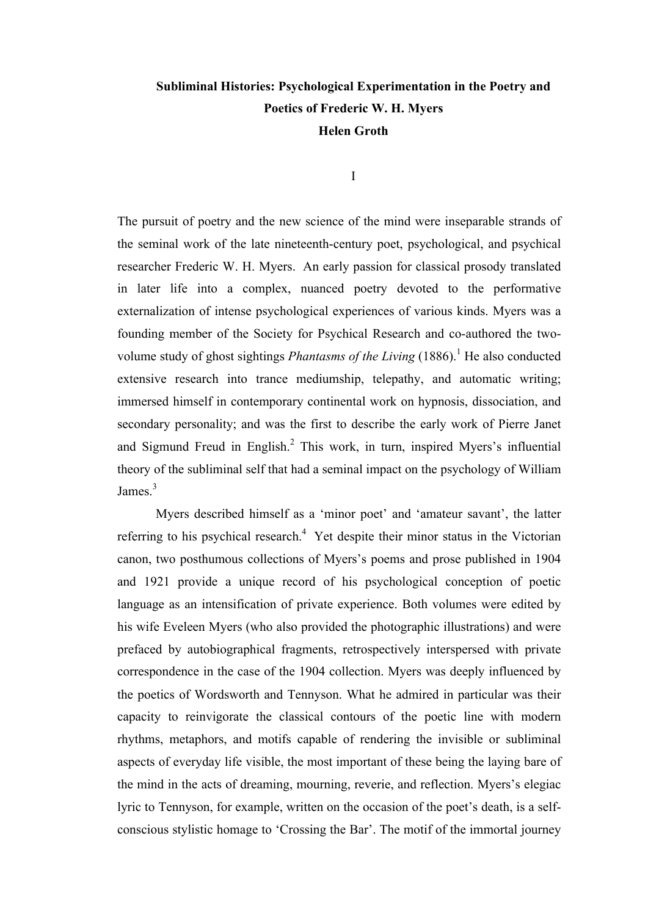# Subliminal Histories: Psychological Experimentation in the Poetry and Poetics of Frederic W. H. Myers

**Helen Groth**

## I

The pursuit of poetry and the new science of the mind were inseparable strands of the seminal work of the late nineteenth-century poet, psychological, and psychical researcher Frederic W. H. Myers. An early passion for classical prosody translated in later life into a complex, nuanced poetry devoted to the performative externalization of intense psychological experiences of various kinds. Myers was a founding member of the Society for Psychical Research and co-authored the two-volume study of ghost sightings *Phantasms of the Living* (1886).[1] He also conducted extensive research into trance mediumship, telepathy, and automatic writing; immersed himself in contemporary continental work on hypnosis, dissociation, and secondary personality; and was the first to describe the early work of Pierre Janet and Sigmund Freud in English.[2] This work, in turn, inspired Myers's influential theory of the subliminal self that had a seminal impact on the psychology of William James.[3]

Myers described himself as a 'minor poet' and 'amateur savant', the latter referring to his psychical research.[4] Yet despite their minor status in the Victorian canon, two posthumous collections of Myers's poems and prose published in 1904 and 1921 provide a unique record of his psychological conception of poetic language as an intensification of private experience. Both volumes were edited by his wife Eveleen Myers (who also provided the photographic illustrations) and were prefaced by autobiographical fragments, retrospectively interspersed with private correspondence in the case of the 1904 collection. Myers was deeply influenced by the poetics of Wordsworth and Tennyson. What he admired in particular was their capacity to reinvigorate the classical contours of the poetic line with modern rhythms, metaphors, and motifs capable of rendering the invisible or subliminal aspects of everyday life visible, the most important of these being the laying bare of the mind in the acts of dreaming, mourning, reverie, and reflection. Myers's elegiac lyric to Tennyson, for example, written on the occasion of the poet's death, is a self-conscious stylistic homage to 'Crossing the Bar'. The motif of the immortal journey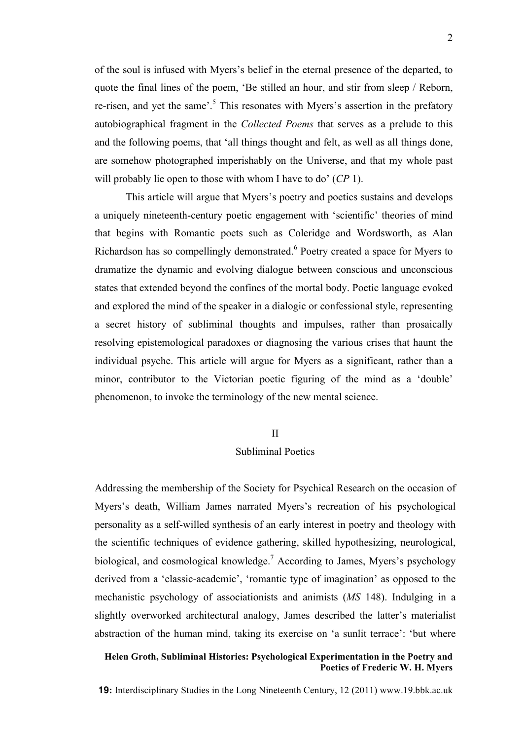of the soul is infused with Myers's belief in the eternal presence of the departed, to quote the final lines of the poem, 'Be stilled an hour, and stir from sleep / Reborn, re-risen, and yet the same'.[5] This resonates with Myers's assertion in the prefatory autobiographical fragment in the *Collected Poems* that serves as a prelude to this and the following poems, that 'all things thought and felt, as well as all things done, are somehow photographed imperishably on the Universe, and that my whole past will probably lie open to those with whom I have to do' (*CP* 1).

This article will argue that Myers's poetry and poetics sustains and develops a uniquely nineteenth-century poetic engagement with 'scientific' theories of mind that begins with Romantic poets such as Coleridge and Wordsworth, as Alan Richardson has so compellingly demonstrated.[6] Poetry created a space for Myers to dramatize the dynamic and evolving dialogue between conscious and unconscious states that extended beyond the confines of the mortal body. Poetic language evoked and explored the mind of the speaker in a dialogic or confessional style, representing a secret history of subliminal thoughts and impulses, rather than prosaically resolving epistemological paradoxes or diagnosing the various crises that haunt the individual psyche. This article will argue for Myers as a significant, rather than a minor, contributor to the Victorian poetic figuring of the mind as a 'double' phenomenon, to invoke the terminology of the new mental science.

## II

## Subliminal Poetics

Addressing the membership of the Society for Psychical Research on the occasion of Myers's death, William James narrated Myers's recreation of his psychological personality as a self-willed synthesis of an early interest in poetry and theology with the scientific techniques of evidence gathering, skilled hypothesizing, neurological, biological, and cosmological knowledge.[7] According to James, Myers's psychology derived from a 'classic-academic', 'romantic type of imagination' as opposed to the mechanistic psychology of associationists and animists (*MS* 148). Indulging in a slightly overworked architectural analogy, James described the latter's materialist abstraction of the human mind, taking its exercise on 'a sunlit terrace': 'but where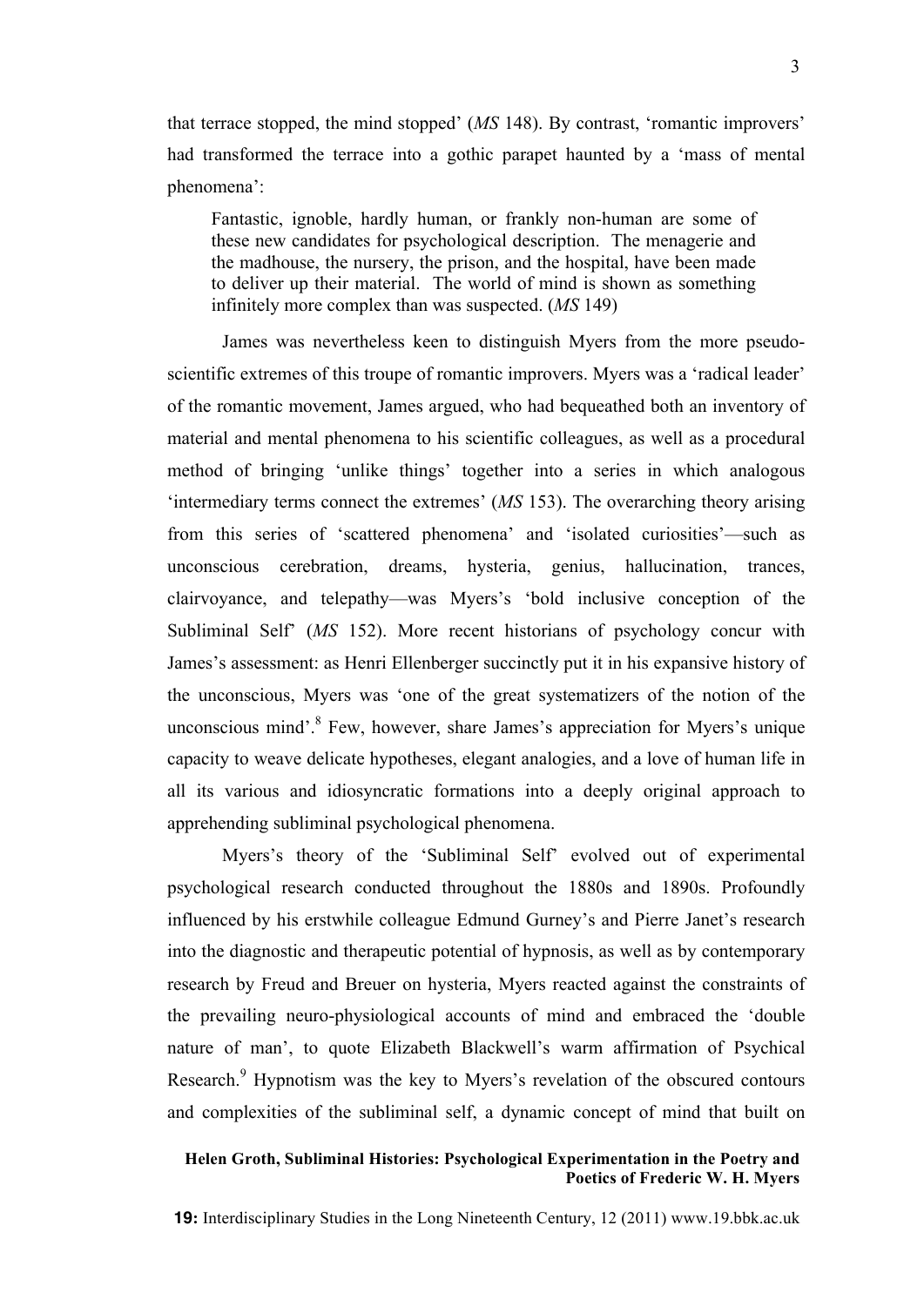that terrace stopped, the mind stopped' (*MS* 148). By contrast, 'romantic improvers' had transformed the terrace into a gothic parapet haunted by a 'mass of mental phenomena':

> Fantastic, ignoble, hardly human, or frankly non-human are some of these new candidates for psychological description. The menagerie and the madhouse, the nursery, the prison, and the hospital, have been made to deliver up their material. The world of mind is shown as something infinitely more complex than was suspected. (*MS* 149)

James was nevertheless keen to distinguish Myers from the more pseudo-scientific extremes of this troupe of romantic improvers. Myers was a 'radical leader' of the romantic movement, James argued, who had bequeathed both an inventory of material and mental phenomena to his scientific colleagues, as well as a procedural method of bringing 'unlike things' together into a series in which analogous 'intermediary terms connect the extremes' (*MS* 153). The overarching theory arising from this series of 'scattered phenomena' and 'isolated curiosities'—such as unconscious cerebration, dreams, hysteria, genius, hallucination, trances, clairvoyance, and telepathy—was Myers's 'bold inclusive conception of the Subliminal Self' (*MS* 152). More recent historians of psychology concur with James's assessment: as Henri Ellenberger succinctly put it in his expansive history of the unconscious, Myers was 'one of the great systematizers of the notion of the unconscious mind'.[8] Few, however, share James's appreciation for Myers's unique capacity to weave delicate hypotheses, elegant analogies, and a love of human life in all its various and idiosyncratic formations into a deeply original approach to apprehending subliminal psychological phenomena.

Myers's theory of the 'Subliminal Self' evolved out of experimental psychological research conducted throughout the 1880s and 1890s. Profoundly influenced by his erstwhile colleague Edmund Gurney's and Pierre Janet's research into the diagnostic and therapeutic potential of hypnosis, as well as by contemporary research by Freud and Breuer on hysteria, Myers reacted against the constraints of the prevailing neuro-physiological accounts of mind and embraced the 'double nature of man', to quote Elizabeth Blackwell's warm affirmation of Psychical Research.[9] Hypnotism was the key to Myers's revelation of the obscured contours and complexities of the subliminal self, a dynamic concept of mind that built on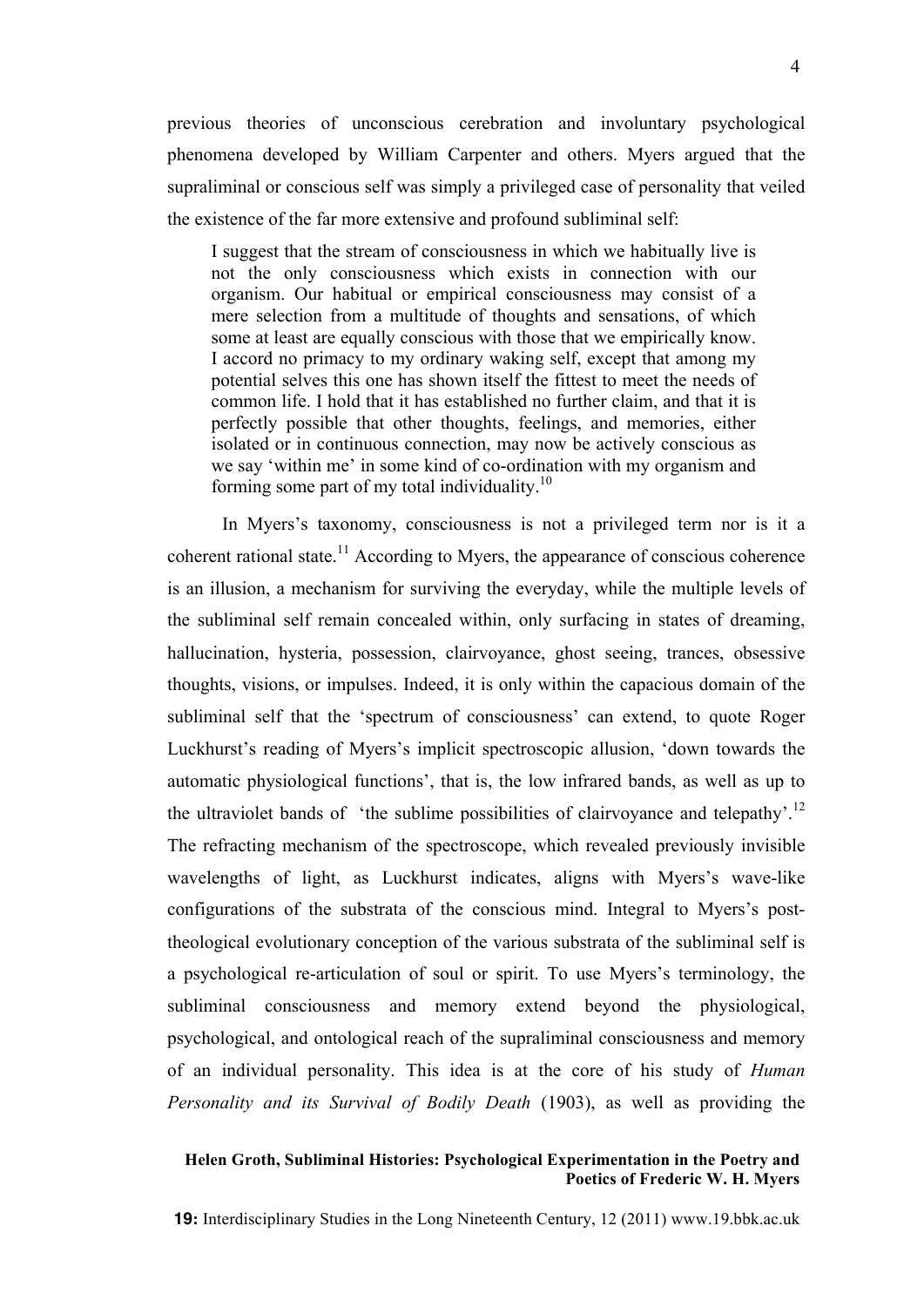previous theories of unconscious cerebration and involuntary psychological phenomena developed by William Carpenter and others. Myers argued that the supraliminal or conscious self was simply a privileged case of personality that veiled the existence of the far more extensive and profound subliminal self:

> I suggest that the stream of consciousness in which we habitually live is not the only consciousness which exists in connection with our organism. Our habitual or empirical consciousness may consist of a mere selection from a multitude of thoughts and sensations, of which some at least are equally conscious with those that we empirically know. I accord no primacy to my ordinary waking self, except that among my potential selves this one has shown itself the fittest to meet the needs of common life. I hold that it has established no further claim, and that it is perfectly possible that other thoughts, feelings, and memories, either isolated or in continuous connection, may now be actively conscious as we say 'within me' in some kind of co-ordination with my organism and forming some part of my total individuality.[10]

In Myers's taxonomy, consciousness is not a privileged term nor is it a coherent rational state.[11] According to Myers, the appearance of conscious coherence is an illusion, a mechanism for surviving the everyday, while the multiple levels of the subliminal self remain concealed within, only surfacing in states of dreaming, hallucination, hysteria, possession, clairvoyance, ghost seeing, trances, obsessive thoughts, visions, or impulses. Indeed, it is only within the capacious domain of the subliminal self that the 'spectrum of consciousness' can extend, to quote Roger Luckhurst's reading of Myers's implicit spectroscopic allusion, 'down towards the automatic physiological functions', that is, the low infrared bands, as well as up to the ultraviolet bands of 'the sublime possibilities of clairvoyance and telepathy'.[12] The refracting mechanism of the spectroscope, which revealed previously invisible wavelengths of light, as Luckhurst indicates, aligns with Myers's wave-like configurations of the substrata of the conscious mind. Integral to Myers's post-theological evolutionary conception of the various substrata of the subliminal self is a psychological re-articulation of soul or spirit. To use Myers's terminology, the subliminal consciousness and memory extend beyond the physiological, psychological, and ontological reach of the supraliminal consciousness and memory of an individual personality. This idea is at the core of his study of *Human Personality and its Survival of Bodily Death* (1903), as well as providing the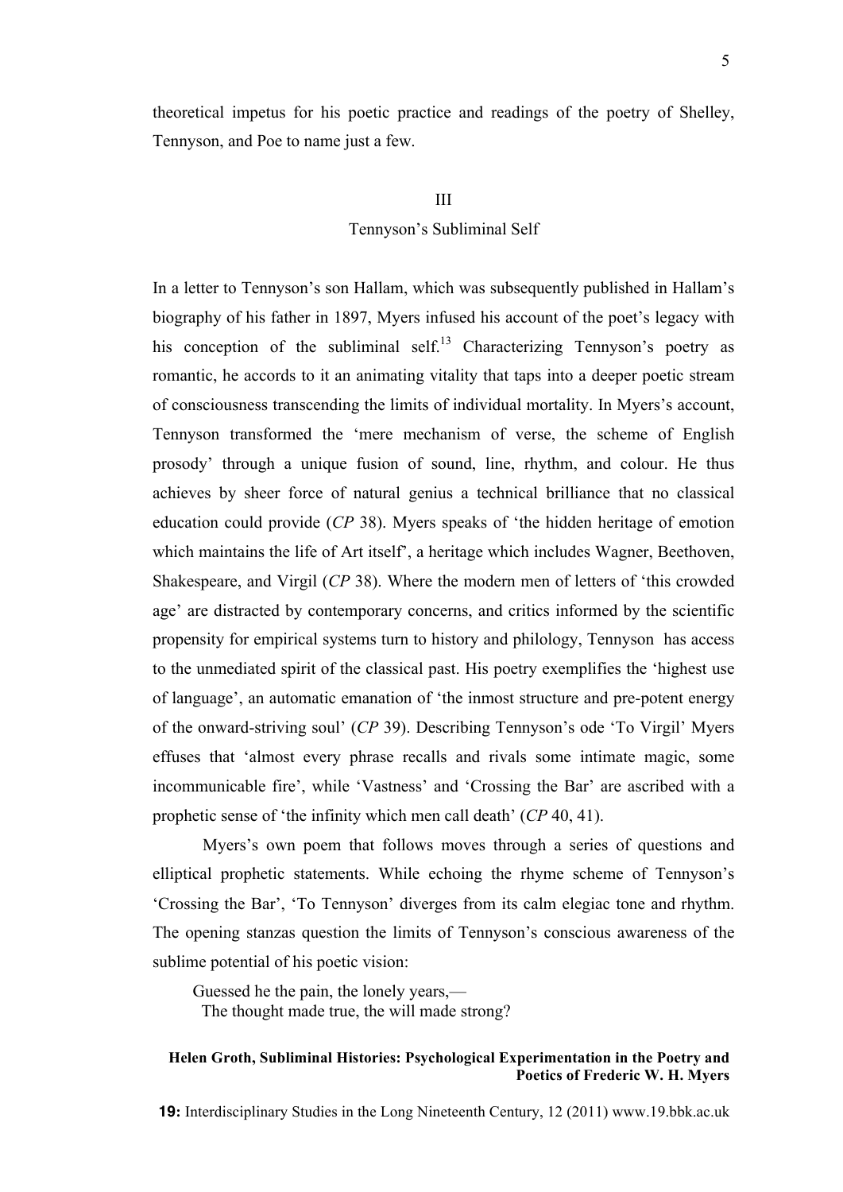theoretical impetus for his poetic practice and readings of the poetry of Shelley, Tennyson, and Poe to name just a few.

## III
## Tennyson's Subliminal Self

In a letter to Tennyson's son Hallam, which was subsequently published in Hallam's biography of his father in 1897, Myers infused his account of the poet's legacy with his conception of the subliminal self.[13] Characterizing Tennyson's poetry as romantic, he accords to it an animating vitality that taps into a deeper poetic stream of consciousness transcending the limits of individual mortality. In Myers's account, Tennyson transformed the 'mere mechanism of verse, the scheme of English prosody' through a unique fusion of sound, line, rhythm, and colour. He thus achieves by sheer force of natural genius a technical brilliance that no classical education could provide (*CP* 38). Myers speaks of 'the hidden heritage of emotion which maintains the life of Art itself', a heritage which includes Wagner, Beethoven, Shakespeare, and Virgil (*CP* 38). Where the modern men of letters of 'this crowded age' are distracted by contemporary concerns, and critics informed by the scientific propensity for empirical systems turn to history and philology, Tennyson has access to the unmediated spirit of the classical past. His poetry exemplifies the 'highest use of language', an automatic emanation of 'the inmost structure and pre-potent energy of the onward-striving soul' (*CP* 39). Describing Tennyson's ode 'To Virgil' Myers effuses that 'almost every phrase recalls and rivals some intimate magic, some incommunicable fire', while 'Vastness' and 'Crossing the Bar' are ascribed with a prophetic sense of 'the infinity which men call death' (*CP* 40, 41).

Myers's own poem that follows moves through a series of questions and elliptical prophetic statements. While echoing the rhyme scheme of Tennyson's 'Crossing the Bar', 'To Tennyson' diverges from its calm elegiac tone and rhythm. The opening stanzas question the limits of Tennyson's conscious awareness of the sublime potential of his poetic vision:

> Guessed he the pain, the lonely years,—
> The thought made true, the will made strong?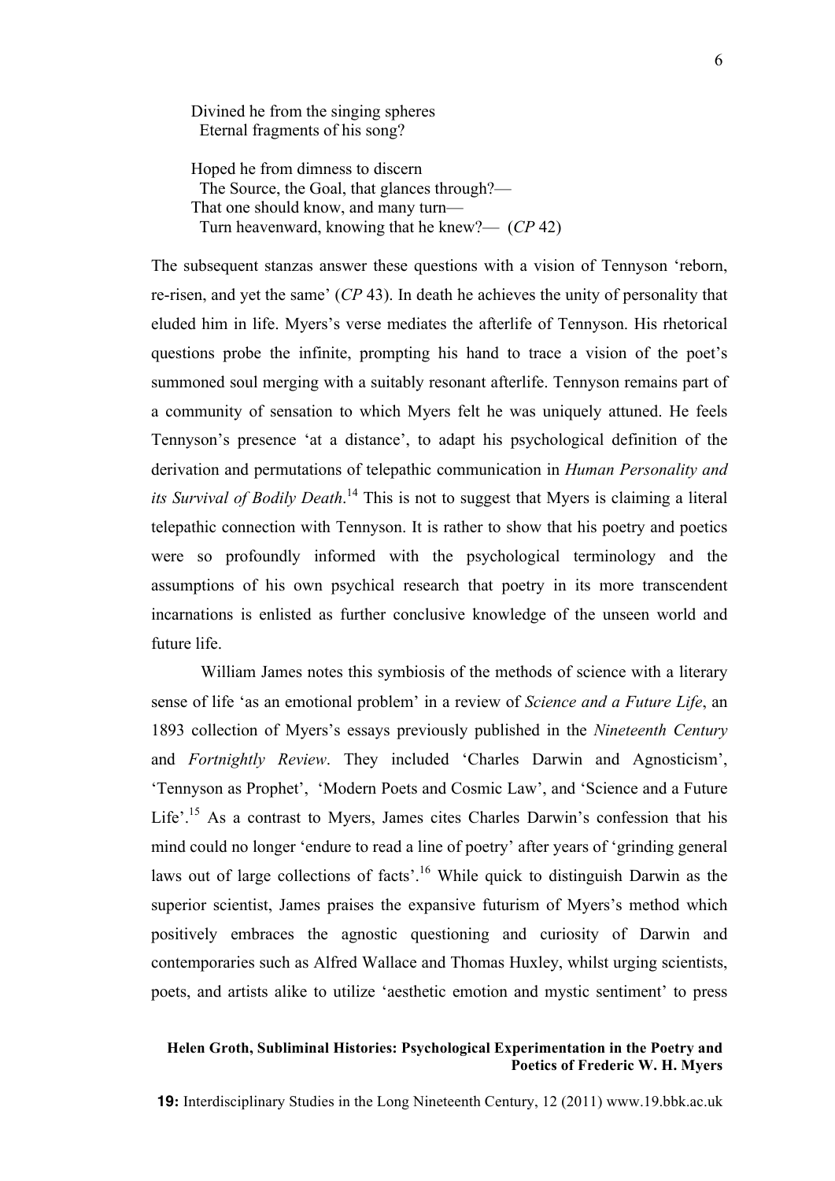Divined he from the singing spheres  
  Eternal fragments of his song?

Hoped he from dimness to discern  
  The Source, the Goal, that glances through?—  
That one should know, and many turn—  
  Turn heavenward, knowing that he knew?— (*CP* 42)

The subsequent stanzas answer these questions with a vision of Tennyson 'reborn, re-risen, and yet the same' (*CP* 43). In death he achieves the unity of personality that eluded him in life. Myers's verse mediates the afterlife of Tennyson. His rhetorical questions probe the infinite, prompting his hand to trace a vision of the poet's summoned soul merging with a suitably resonant afterlife. Tennyson remains part of a community of sensation to which Myers felt he was uniquely attuned. He feels Tennyson's presence 'at a distance', to adapt his psychological definition of the derivation and permutations of telepathic communication in *Human Personality and its Survival of Bodily Death*.[14] This is not to suggest that Myers is claiming a literal telepathic connection with Tennyson. It is rather to show that his poetry and poetics were so profoundly informed with the psychological terminology and the assumptions of his own psychical research that poetry in its more transcendent incarnations is enlisted as further conclusive knowledge of the unseen world and future life.

William James notes this symbiosis of the methods of science with a literary sense of life 'as an emotional problem' in a review of *Science and a Future Life*, an 1893 collection of Myers's essays previously published in the *Nineteenth Century* and *Fortnightly Review*. They included 'Charles Darwin and Agnosticism', 'Tennyson as Prophet', 'Modern Poets and Cosmic Law', and 'Science and a Future Life'.[15] As a contrast to Myers, James cites Charles Darwin's confession that his mind could no longer 'endure to read a line of poetry' after years of 'grinding general laws out of large collections of facts'.[16] While quick to distinguish Darwin as the superior scientist, James praises the expansive futurism of Myers's method which positively embraces the agnostic questioning and curiosity of Darwin and contemporaries such as Alfred Wallace and Thomas Huxley, whilst urging scientists, poets, and artists alike to utilize 'aesthetic emotion and mystic sentiment' to press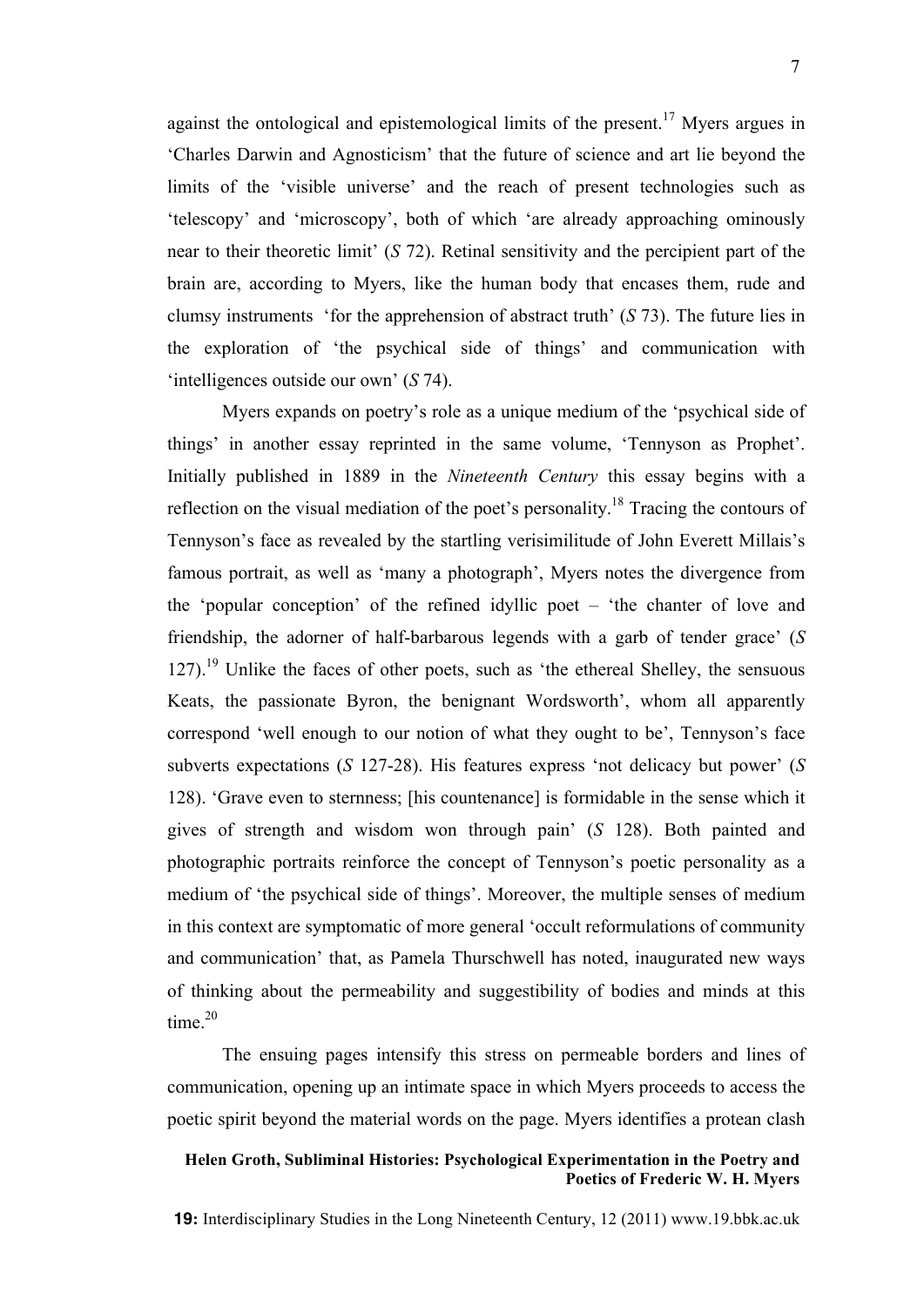against the ontological and epistemological limits of the present.[17] Myers argues in 'Charles Darwin and Agnosticism' that the future of science and art lie beyond the limits of the 'visible universe' and the reach of present technologies such as 'telescopy' and 'microscopy', both of which 'are already approaching ominously near to their theoretic limit' (*S* 72). Retinal sensitivity and the percipient part of the brain are, according to Myers, like the human body that encases them, rude and clumsy instruments 'for the apprehension of abstract truth' (*S* 73). The future lies in the exploration of 'the psychical side of things' and communication with 'intelligences outside our own' (*S* 74).

Myers expands on poetry's role as a unique medium of the 'psychical side of things' in another essay reprinted in the same volume, 'Tennyson as Prophet'. Initially published in 1889 in the *Nineteenth Century* this essay begins with a reflection on the visual mediation of the poet's personality.[18] Tracing the contours of Tennyson's face as revealed by the startling verisimilitude of John Everett Millais's famous portrait, as well as 'many a photograph', Myers notes the divergence from the 'popular conception' of the refined idyllic poet – 'the chanter of love and friendship, the adorner of half-barbarous legends with a garb of tender grace' (*S* 127).[19] Unlike the faces of other poets, such as 'the ethereal Shelley, the sensuous Keats, the passionate Byron, the benignant Wordsworth', whom all apparently correspond 'well enough to our notion of what they ought to be', Tennyson's face subverts expectations (*S* 127-28). His features express 'not delicacy but power' (*S* 128). 'Grave even to sternness; [his countenance] is formidable in the sense which it gives of strength and wisdom won through pain' (*S* 128). Both painted and photographic portraits reinforce the concept of Tennyson's poetic personality as a medium of 'the psychical side of things'. Moreover, the multiple senses of medium in this context are symptomatic of more general 'occult reformulations of community and communication' that, as Pamela Thurschwell has noted, inaugurated new ways of thinking about the permeability and suggestibility of bodies and minds at this time.[20]

The ensuing pages intensify this stress on permeable borders and lines of communication, opening up an intimate space in which Myers proceeds to access the poetic spirit beyond the material words on the page. Myers identifies a protean clash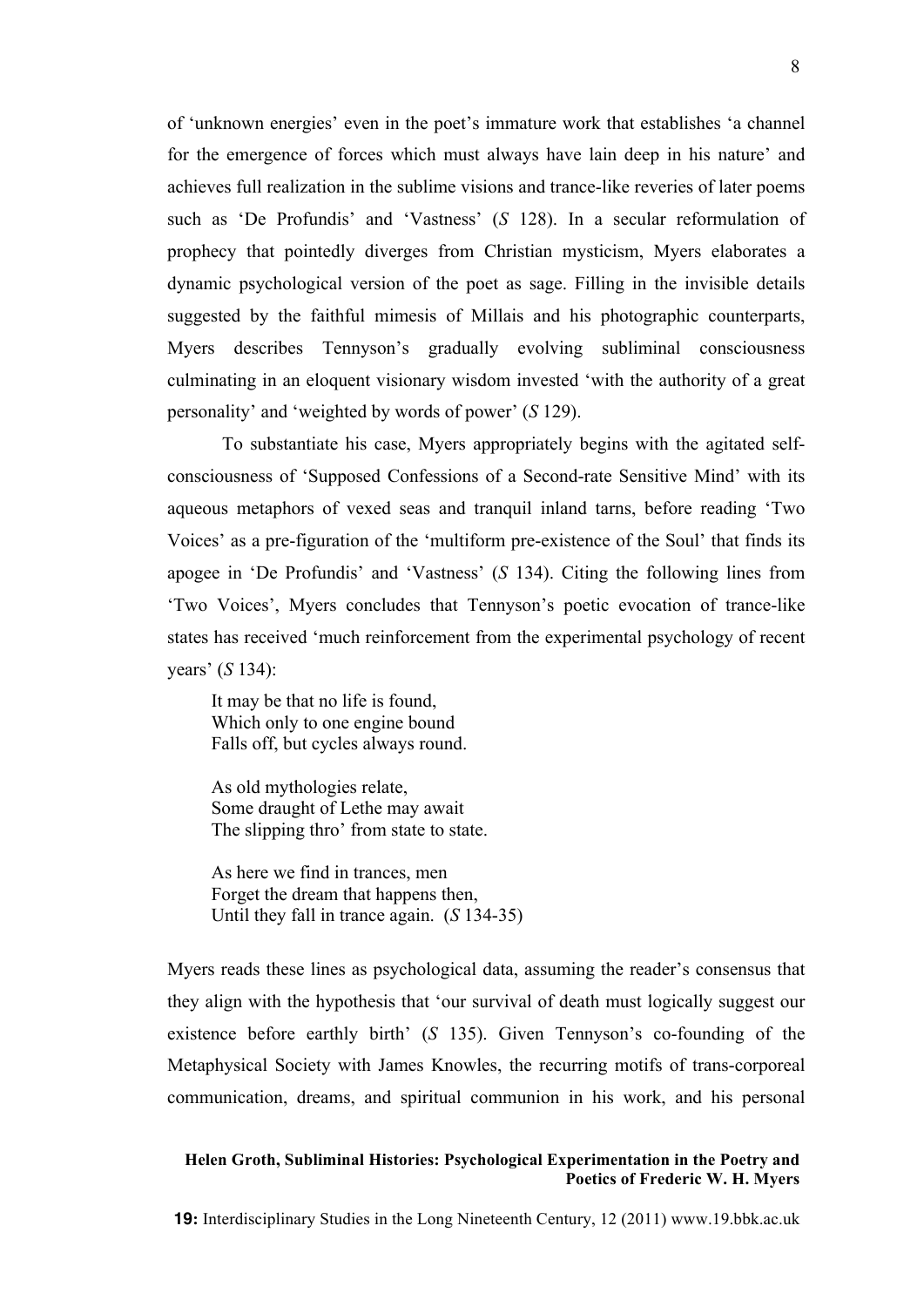of 'unknown energies' even in the poet's immature work that establishes 'a channel for the emergence of forces which must always have lain deep in his nature' and achieves full realization in the sublime visions and trance-like reveries of later poems such as 'De Profundis' and 'Vastness' (*S* 128). In a secular reformulation of prophecy that pointedly diverges from Christian mysticism, Myers elaborates a dynamic psychological version of the poet as sage. Filling in the invisible details suggested by the faithful mimesis of Millais and his photographic counterparts, Myers describes Tennyson's gradually evolving subliminal consciousness culminating in an eloquent visionary wisdom invested 'with the authority of a great personality' and 'weighted by words of power' (*S* 129).

To substantiate his case, Myers appropriately begins with the agitated self-consciousness of 'Supposed Confessions of a Second-rate Sensitive Mind' with its aqueous metaphors of vexed seas and tranquil inland tarns, before reading 'Two Voices' as a pre-figuration of the 'multiform pre-existence of the Soul' that finds its apogee in 'De Profundis' and 'Vastness' (*S* 134). Citing the following lines from 'Two Voices', Myers concludes that Tennyson's poetic evocation of trance-like states has received 'much reinforcement from the experimental psychology of recent years' (*S* 134):

> It may be that no life is found,
> Which only to one engine bound
> Falls off, but cycles always round.
>
> As old mythologies relate,
> Some draught of Lethe may await
> The slipping thro' from state to state.
>
> As here we find in trances, men
> Forget the dream that happens then,
> Until they fall in trance again. (*S* 134-35)

Myers reads these lines as psychological data, assuming the reader's consensus that they align with the hypothesis that 'our survival of death must logically suggest our existence before earthly birth' (*S* 135). Given Tennyson's co-founding of the Metaphysical Society with James Knowles, the recurring motifs of trans-corporeal communication, dreams, and spiritual communion in his work, and his personal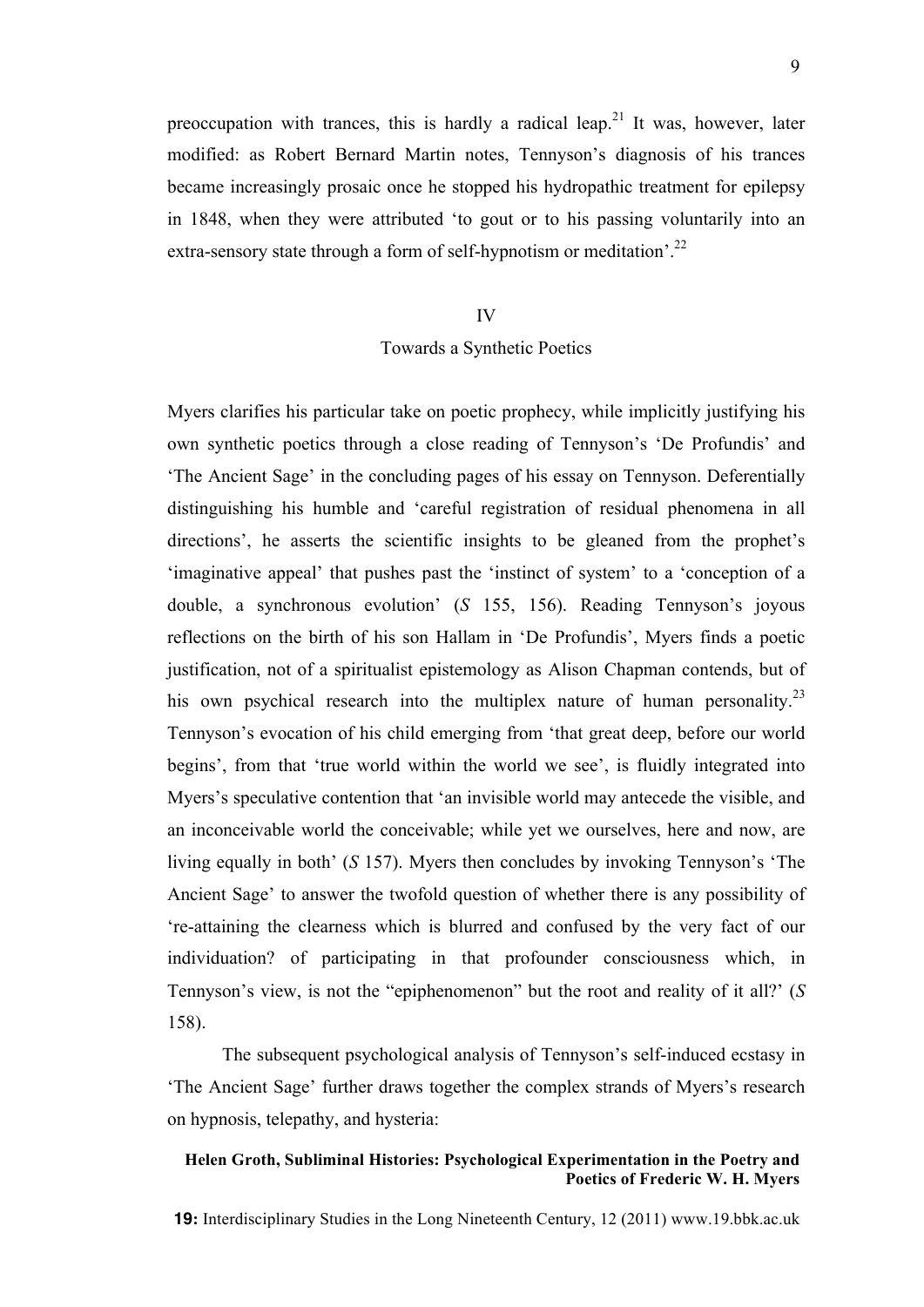preoccupation with trances, this is hardly a radical leap.[21] It was, however, later modified: as Robert Bernard Martin notes, Tennyson's diagnosis of his trances became increasingly prosaic once he stopped his hydropathic treatment for epilepsy in 1848, when they were attributed 'to gout or to his passing voluntarily into an extra-sensory state through a form of self-hypnotism or meditation'.[22]

## IV
## Towards a Synthetic Poetics

Myers clarifies his particular take on poetic prophecy, while implicitly justifying his own synthetic poetics through a close reading of Tennyson's 'De Profundis' and 'The Ancient Sage' in the concluding pages of his essay on Tennyson. Deferentially distinguishing his humble and 'careful registration of residual phenomena in all directions', he asserts the scientific insights to be gleaned from the prophet's 'imaginative appeal' that pushes past the 'instinct of system' to a 'conception of a double, a synchronous evolution' (*S* 155, 156). Reading Tennyson's joyous reflections on the birth of his son Hallam in 'De Profundis', Myers finds a poetic justification, not of a spiritualist epistemology as Alison Chapman contends, but of his own psychical research into the multiplex nature of human personality.[23] Tennyson's evocation of his child emerging from 'that great deep, before our world begins', from that 'true world within the world we see', is fluidly integrated into Myers's speculative contention that 'an invisible world may antecede the visible, and an inconceivable world the conceivable; while yet we ourselves, here and now, are living equally in both' (*S* 157). Myers then concludes by invoking Tennyson's 'The Ancient Sage' to answer the twofold question of whether there is any possibility of 're-attaining the clearness which is blurred and confused by the very fact of our individuation? of participating in that profounder consciousness which, in Tennyson's view, is not the "epiphenomenon" but the root and reality of it all?' (*S* 158).

The subsequent psychological analysis of Tennyson's self-induced ecstasy in 'The Ancient Sage' further draws together the complex strands of Myers's research on hypnosis, telepathy, and hysteria: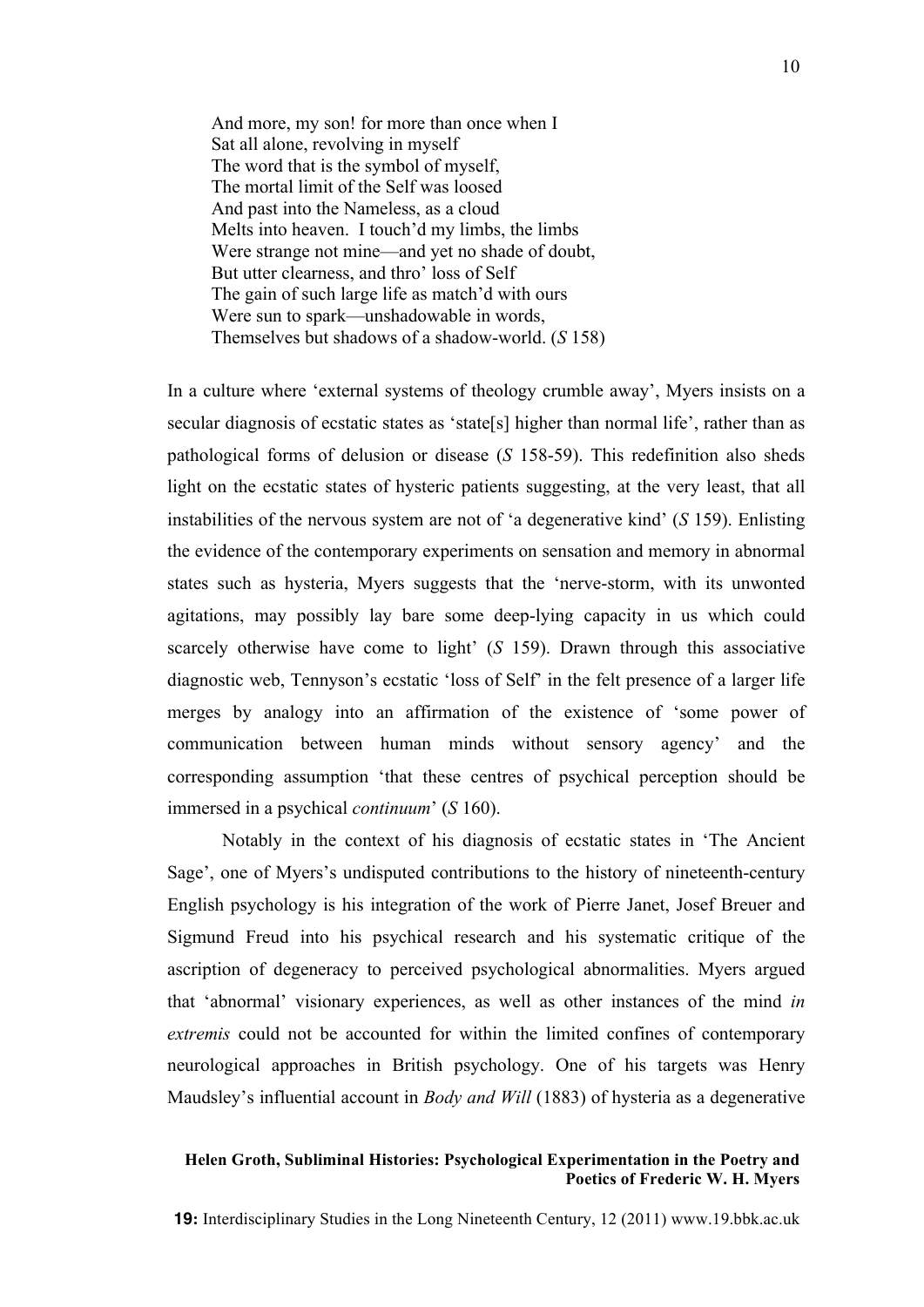> And more, my son! for more than once when I  
> Sat all alone, revolving in myself  
> The word that is the symbol of myself,  
> The mortal limit of the Self was loosed  
> And past into the Nameless, as a cloud  
> Melts into heaven. I touch'd my limbs, the limbs  
> Were strange not mine—and yet no shade of doubt,  
> But utter clearness, and thro' loss of Self  
> The gain of such large life as match'd with ours  
> Were sun to spark—unshadowable in words,  
> Themselves but shadows of a shadow-world. (*S* 158)

In a culture where 'external systems of theology crumble away', Myers insists on a secular diagnosis of ecstatic states as 'state[s] higher than normal life', rather than as pathological forms of delusion or disease (*S* 158-59). This redefinition also sheds light on the ecstatic states of hysteric patients suggesting, at the very least, that all instabilities of the nervous system are not of 'a degenerative kind' (*S* 159). Enlisting the evidence of the contemporary experiments on sensation and memory in abnormal states such as hysteria, Myers suggests that the 'nerve-storm, with its unwonted agitations, may possibly lay bare some deep-lying capacity in us which could scarcely otherwise have come to light' (*S* 159). Drawn through this associative diagnostic web, Tennyson's ecstatic 'loss of Self' in the felt presence of a larger life merges by analogy into an affirmation of the existence of 'some power of communication between human minds without sensory agency' and the corresponding assumption 'that these centres of psychical perception should be immersed in a psychical *continuum*' (*S* 160).

Notably in the context of his diagnosis of ecstatic states in 'The Ancient Sage', one of Myers's undisputed contributions to the history of nineteenth-century English psychology is his integration of the work of Pierre Janet, Josef Breuer and Sigmund Freud into his psychical research and his systematic critique of the ascription of degeneracy to perceived psychological abnormalities. Myers argued that 'abnormal' visionary experiences, as well as other instances of the mind *in extremis* could not be accounted for within the limited confines of contemporary neurological approaches in British psychology. One of his targets was Henry Maudsley's influential account in *Body and Will* (1883) of hysteria as a degenerative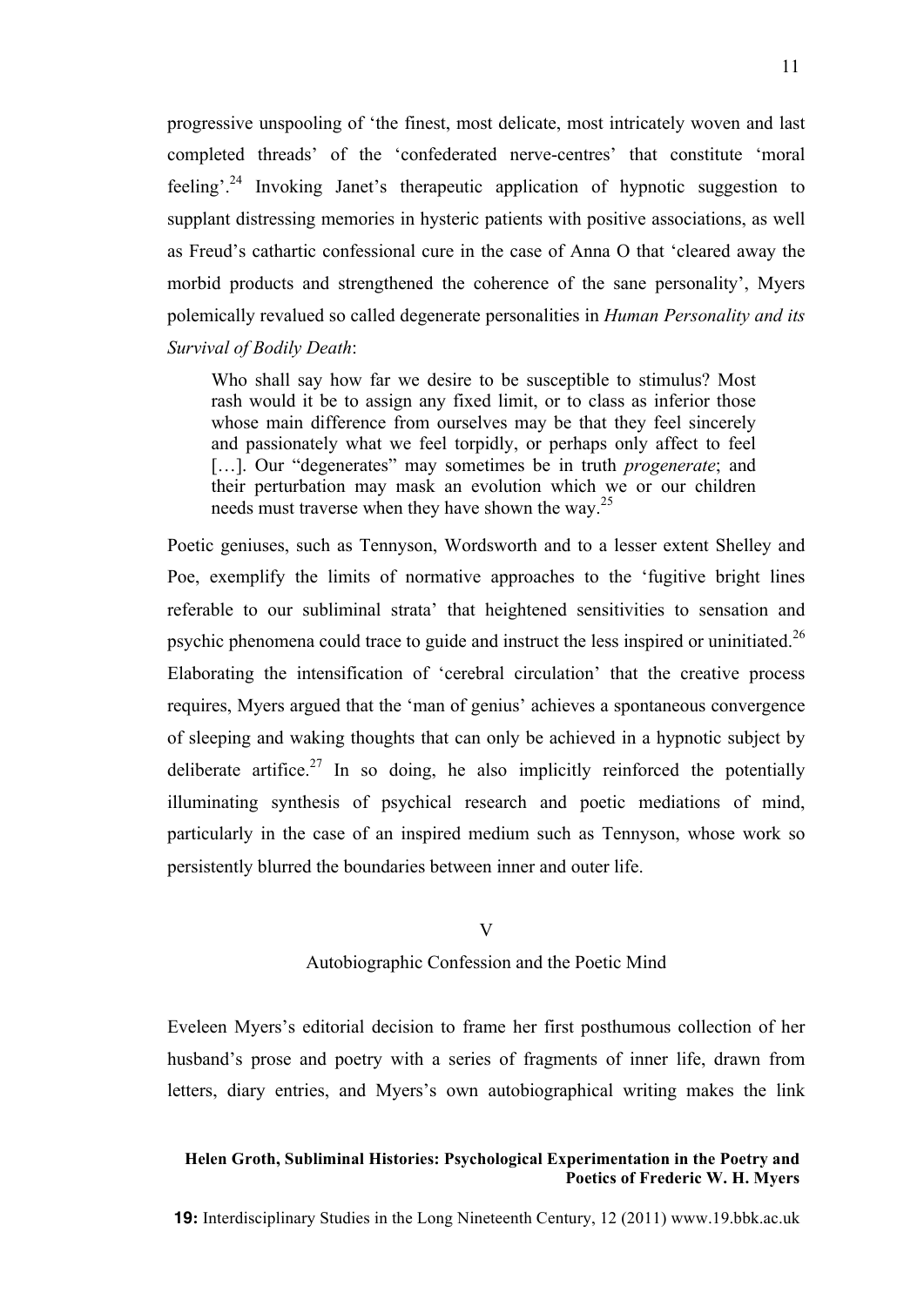progressive unspooling of 'the finest, most delicate, most intricately woven and last completed threads' of the 'confederated nerve-centres' that constitute 'moral feeling'.[24] Invoking Janet's therapeutic application of hypnotic suggestion to supplant distressing memories in hysteric patients with positive associations, as well as Freud's cathartic confessional cure in the case of Anna O that 'cleared away the morbid products and strengthened the coherence of the sane personality', Myers polemically revalued so called degenerate personalities in *Human Personality and its Survival of Bodily Death*:

> Who shall say how far we desire to be susceptible to stimulus? Most rash would it be to assign any fixed limit, or to class as inferior those whose main difference from ourselves may be that they feel sincerely and passionately what we feel torpidly, or perhaps only affect to feel […]. Our "degenerates" may sometimes be in truth *progenerate*; and their perturbation may mask an evolution which we or our children needs must traverse when they have shown the way.[25]

Poetic geniuses, such as Tennyson, Wordsworth and to a lesser extent Shelley and Poe, exemplify the limits of normative approaches to the 'fugitive bright lines referable to our subliminal strata' that heightened sensitivities to sensation and psychic phenomena could trace to guide and instruct the less inspired or uninitiated.[26] Elaborating the intensification of 'cerebral circulation' that the creative process requires, Myers argued that the 'man of genius' achieves a spontaneous convergence of sleeping and waking thoughts that can only be achieved in a hypnotic subject by deliberate artifice.[27] In so doing, he also implicitly reinforced the potentially illuminating synthesis of psychical research and poetic mediations of mind, particularly in the case of an inspired medium such as Tennyson, whose work so persistently blurred the boundaries between inner and outer life.

## V

## Autobiographic Confession and the Poetic Mind

Eveleen Myers's editorial decision to frame her first posthumous collection of her husband's prose and poetry with a series of fragments of inner life, drawn from letters, diary entries, and Myers's own autobiographical writing makes the link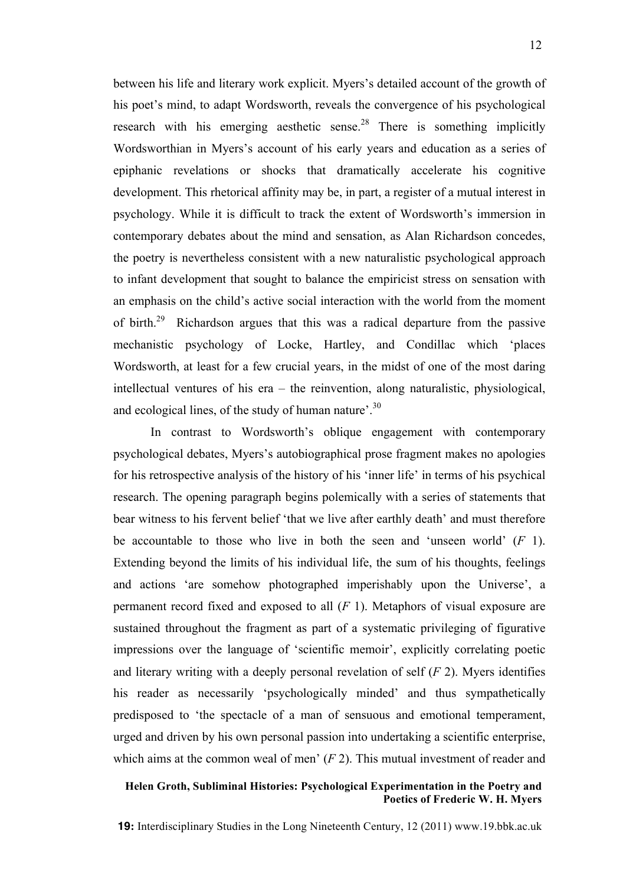between his life and literary work explicit. Myers's detailed account of the growth of his poet's mind, to adapt Wordsworth, reveals the convergence of his psychological research with his emerging aesthetic sense.[28] There is something implicitly Wordsworthian in Myers's account of his early years and education as a series of epiphanic revelations or shocks that dramatically accelerate his cognitive development. This rhetorical affinity may be, in part, a register of a mutual interest in psychology. While it is difficult to track the extent of Wordsworth's immersion in contemporary debates about the mind and sensation, as Alan Richardson concedes, the poetry is nevertheless consistent with a new naturalistic psychological approach to infant development that sought to balance the empiricist stress on sensation with an emphasis on the child's active social interaction with the world from the moment of birth.[29] Richardson argues that this was a radical departure from the passive mechanistic psychology of Locke, Hartley, and Condillac which 'places Wordsworth, at least for a few crucial years, in the midst of one of the most daring intellectual ventures of his era – the reinvention, along naturalistic, physiological, and ecological lines, of the study of human nature'.[30]

In contrast to Wordsworth's oblique engagement with contemporary psychological debates, Myers's autobiographical prose fragment makes no apologies for his retrospective analysis of the history of his 'inner life' in terms of his psychical research. The opening paragraph begins polemically with a series of statements that bear witness to his fervent belief 'that we live after earthly death' and must therefore be accountable to those who live in both the seen and 'unseen world' (*F* 1). Extending beyond the limits of his individual life, the sum of his thoughts, feelings and actions 'are somehow photographed imperishably upon the Universe', a permanent record fixed and exposed to all (*F* 1). Metaphors of visual exposure are sustained throughout the fragment as part of a systematic privileging of figurative impressions over the language of 'scientific memoir', explicitly correlating poetic and literary writing with a deeply personal revelation of self (*F* 2). Myers identifies his reader as necessarily 'psychologically minded' and thus sympathetically predisposed to 'the spectacle of a man of sensuous and emotional temperament, urged and driven by his own personal passion into undertaking a scientific enterprise, which aims at the common weal of men' (*F* 2). This mutual investment of reader and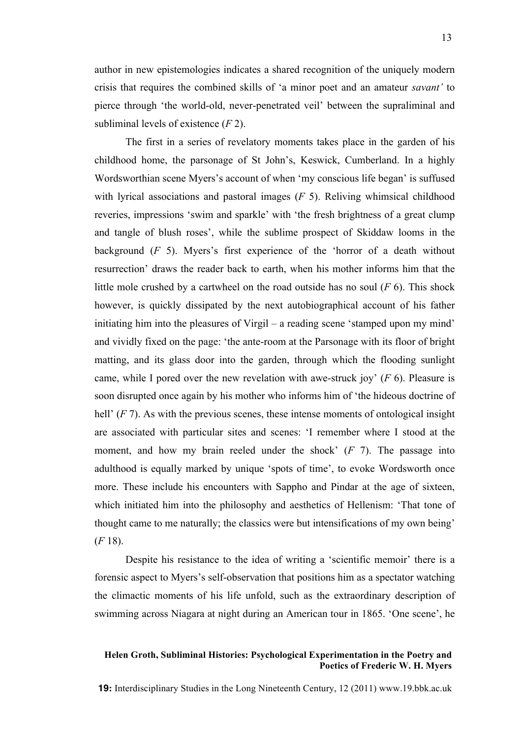author in new epistemologies indicates a shared recognition of the uniquely modern crisis that requires the combined skills of 'a minor poet and an amateur *savant'* to pierce through 'the world-old, never-penetrated veil' between the supraliminal and subliminal levels of existence (*F* 2).

The first in a series of revelatory moments takes place in the garden of his childhood home, the parsonage of St John's, Keswick, Cumberland. In a highly Wordsworthian scene Myers's account of when 'my conscious life began' is suffused with lyrical associations and pastoral images (*F* 5). Reliving whimsical childhood reveries, impressions 'swim and sparkle' with 'the fresh brightness of a great clump and tangle of blush roses', while the sublime prospect of Skiddaw looms in the background (*F* 5). Myers's first experience of the 'horror of a death without resurrection' draws the reader back to earth, when his mother informs him that the little mole crushed by a cartwheel on the road outside has no soul (*F* 6). This shock however, is quickly dissipated by the next autobiographical account of his father initiating him into the pleasures of Virgil – a reading scene 'stamped upon my mind' and vividly fixed on the page: 'the ante-room at the Parsonage with its floor of bright matting, and its glass door into the garden, through which the flooding sunlight came, while I pored over the new revelation with awe-struck joy' (*F* 6). Pleasure is soon disrupted once again by his mother who informs him of 'the hideous doctrine of hell' (*F* 7). As with the previous scenes, these intense moments of ontological insight are associated with particular sites and scenes: 'I remember where I stood at the moment, and how my brain reeled under the shock' (*F* 7). The passage into adulthood is equally marked by unique 'spots of time', to evoke Wordsworth once more. These include his encounters with Sappho and Pindar at the age of sixteen, which initiated him into the philosophy and aesthetics of Hellenism: 'That tone of thought came to me naturally; the classics were but intensifications of my own being' (*F* 18).

Despite his resistance to the idea of writing a 'scientific memoir' there is a forensic aspect to Myers's self-observation that positions him as a spectator watching the climactic moments of his life unfold, such as the extraordinary description of swimming across Niagara at night during an American tour in 1865. 'One scene', he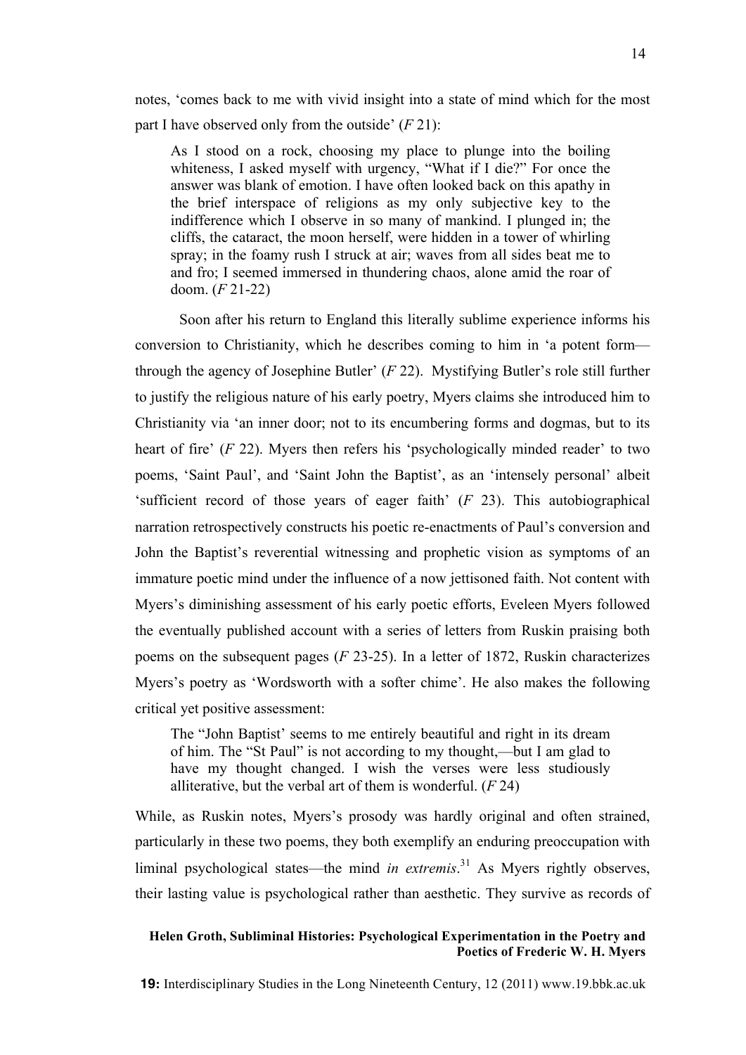notes, 'comes back to me with vivid insight into a state of mind which for the most part I have observed only from the outside' (*F* 21):

> As I stood on a rock, choosing my place to plunge into the boiling whiteness, I asked myself with urgency, "What if I die?" For once the answer was blank of emotion. I have often looked back on this apathy in the brief interspace of religions as my only subjective key to the indifference which I observe in so many of mankind. I plunged in; the cliffs, the cataract, the moon herself, were hidden in a tower of whirling spray; in the foamy rush I struck at air; waves from all sides beat me to and fro; I seemed immersed in thundering chaos, alone amid the roar of doom. (*F* 21-22)

Soon after his return to England this literally sublime experience informs his conversion to Christianity, which he describes coming to him in 'a potent form—through the agency of Josephine Butler' (*F* 22). Mystifying Butler's role still further to justify the religious nature of his early poetry, Myers claims she introduced him to Christianity via 'an inner door; not to its encumbering forms and dogmas, but to its heart of fire' (*F* 22). Myers then refers his 'psychologically minded reader' to two poems, 'Saint Paul', and 'Saint John the Baptist', as an 'intensely personal' albeit 'sufficient record of those years of eager faith' (*F* 23). This autobiographical narration retrospectively constructs his poetic re-enactments of Paul's conversion and John the Baptist's reverential witnessing and prophetic vision as symptoms of an immature poetic mind under the influence of a now jettisoned faith. Not content with Myers's diminishing assessment of his early poetic efforts, Eveleen Myers followed the eventually published account with a series of letters from Ruskin praising both poems on the subsequent pages (*F* 23-25). In a letter of 1872, Ruskin characterizes Myers's poetry as 'Wordsworth with a softer chime'. He also makes the following critical yet positive assessment:

> The "John Baptist' seems to me entirely beautiful and right in its dream of him. The "St Paul" is not according to my thought,—but I am glad to have my thought changed. I wish the verses were less studiously alliterative, but the verbal art of them is wonderful. (*F* 24)

While, as Ruskin notes, Myers's prosody was hardly original and often strained, particularly in these two poems, they both exemplify an enduring preoccupation with liminal psychological states—the mind *in extremis*.[31] As Myers rightly observes, their lasting value is psychological rather than aesthetic. They survive as records of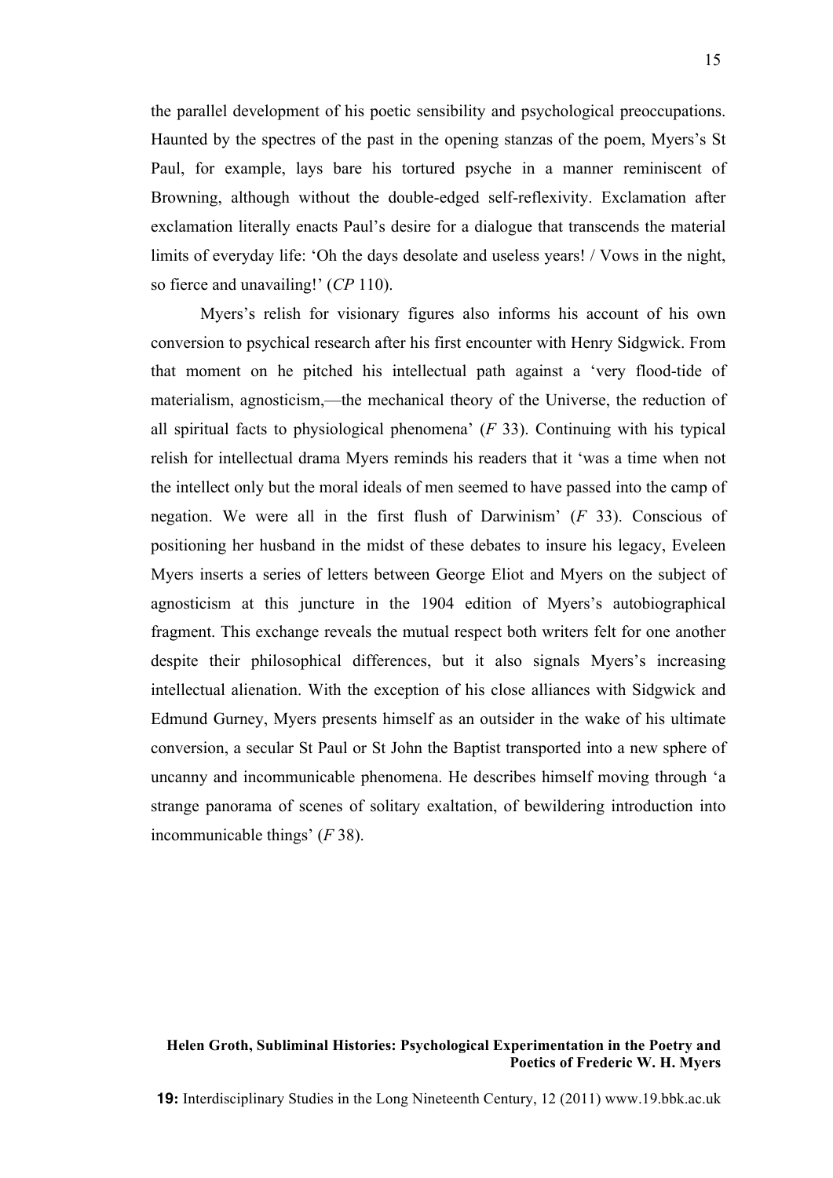the parallel development of his poetic sensibility and psychological preoccupations. Haunted by the spectres of the past in the opening stanzas of the poem, Myers's St Paul, for example, lays bare his tortured psyche in a manner reminiscent of Browning, although without the double-edged self-reflexivity. Exclamation after exclamation literally enacts Paul's desire for a dialogue that transcends the material limits of everyday life: 'Oh the days desolate and useless years! / Vows in the night, so fierce and unavailing!' (*CP* 110).

Myers's relish for visionary figures also informs his account of his own conversion to psychical research after his first encounter with Henry Sidgwick. From that moment on he pitched his intellectual path against a 'very flood-tide of materialism, agnosticism,—the mechanical theory of the Universe, the reduction of all spiritual facts to physiological phenomena' (*F* 33). Continuing with his typical relish for intellectual drama Myers reminds his readers that it 'was a time when not the intellect only but the moral ideals of men seemed to have passed into the camp of negation. We were all in the first flush of Darwinism' (*F* 33). Conscious of positioning her husband in the midst of these debates to insure his legacy, Eveleen Myers inserts a series of letters between George Eliot and Myers on the subject of agnosticism at this juncture in the 1904 edition of Myers's autobiographical fragment. This exchange reveals the mutual respect both writers felt for one another despite their philosophical differences, but it also signals Myers's increasing intellectual alienation. With the exception of his close alliances with Sidgwick and Edmund Gurney, Myers presents himself as an outsider in the wake of his ultimate conversion, a secular St Paul or St John the Baptist transported into a new sphere of uncanny and incommunicable phenomena. He describes himself moving through 'a strange panorama of scenes of solitary exaltation, of bewildering introduction into incommunicable things' (*F* 38).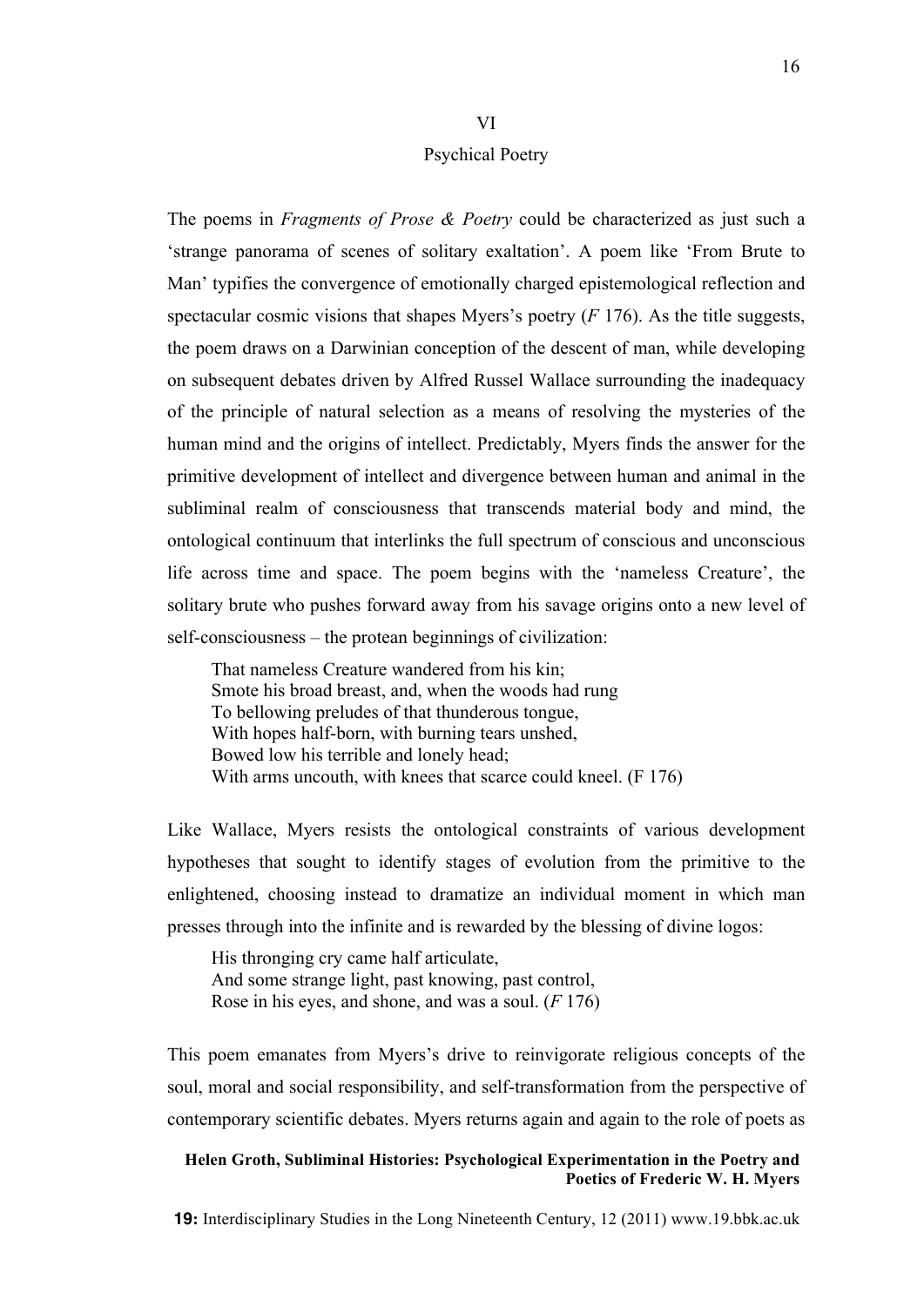## VI

## Psychical Poetry

The poems in *Fragments of Prose & Poetry* could be characterized as just such a 'strange panorama of scenes of solitary exaltation'. A poem like 'From Brute to Man' typifies the convergence of emotionally charged epistemological reflection and spectacular cosmic visions that shapes Myers's poetry (*F* 176). As the title suggests, the poem draws on a Darwinian conception of the descent of man, while developing on subsequent debates driven by Alfred Russel Wallace surrounding the inadequacy of the principle of natural selection as a means of resolving the mysteries of the human mind and the origins of intellect. Predictably, Myers finds the answer for the primitive development of intellect and divergence between human and animal in the subliminal realm of consciousness that transcends material body and mind, the ontological continuum that interlinks the full spectrum of conscious and unconscious life across time and space. The poem begins with the 'nameless Creature', the solitary brute who pushes forward away from his savage origins onto a new level of self-consciousness – the protean beginnings of civilization:

> That nameless Creature wandered from his kin;
> Smote his broad breast, and, when the woods had rung
> To bellowing preludes of that thunderous tongue,
> With hopes half-born, with burning tears unshed,
> Bowed low his terrible and lonely head;
> With arms uncouth, with knees that scarce could kneel. (F 176)

Like Wallace, Myers resists the ontological constraints of various development hypotheses that sought to identify stages of evolution from the primitive to the enlightened, choosing instead to dramatize an individual moment in which man presses through into the infinite and is rewarded by the blessing of divine logos:

> His thronging cry came half articulate,
> And some strange light, past knowing, past control,
> Rose in his eyes, and shone, and was a soul. (*F* 176)

This poem emanates from Myers's drive to reinvigorate religious concepts of the soul, moral and social responsibility, and self-transformation from the perspective of contemporary scientific debates. Myers returns again and again to the role of poets as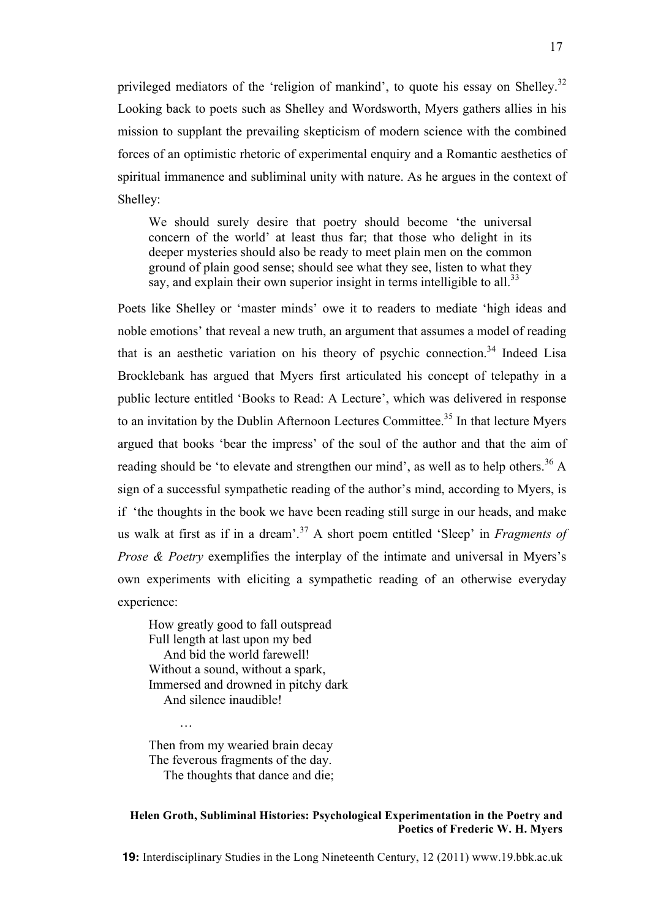privileged mediators of the 'religion of mankind', to quote his essay on Shelley.[32] Looking back to poets such as Shelley and Wordsworth, Myers gathers allies in his mission to supplant the prevailing skepticism of modern science with the combined forces of an optimistic rhetoric of experimental enquiry and a Romantic aesthetics of spiritual immanence and subliminal unity with nature. As he argues in the context of Shelley:

> We should surely desire that poetry should become 'the universal concern of the world' at least thus far; that those who delight in its deeper mysteries should also be ready to meet plain men on the common ground of plain good sense; should see what they see, listen to what they say, and explain their own superior insight in terms intelligible to all.[33]

Poets like Shelley or 'master minds' owe it to readers to mediate 'high ideas and noble emotions' that reveal a new truth, an argument that assumes a model of reading that is an aesthetic variation on his theory of psychic connection.[34] Indeed Lisa Brocklebank has argued that Myers first articulated his concept of telepathy in a public lecture entitled 'Books to Read: A Lecture', which was delivered in response to an invitation by the Dublin Afternoon Lectures Committee.[35] In that lecture Myers argued that books 'bear the impress' of the soul of the author and that the aim of reading should be 'to elevate and strengthen our mind', as well as to help others.[36] A sign of a successful sympathetic reading of the author's mind, according to Myers, is if 'the thoughts in the book we have been reading still surge in our heads, and make us walk at first as if in a dream'.[37] A short poem entitled 'Sleep' in *Fragments of Prose & Poetry* exemplifies the interplay of the intimate and universal in Myers's own experiments with eliciting a sympathetic reading of an otherwise everyday experience:

> How greatly good to fall outspread
> Full length at last upon my bed
>     And bid the world farewell!
> Without a sound, without a spark,
> Immersed and drowned in pitchy dark
>     And silence inaudible!
>
>         …
>
> Then from my wearied brain decay
> The feverous fragments of the day.
>     The thoughts that dance and die;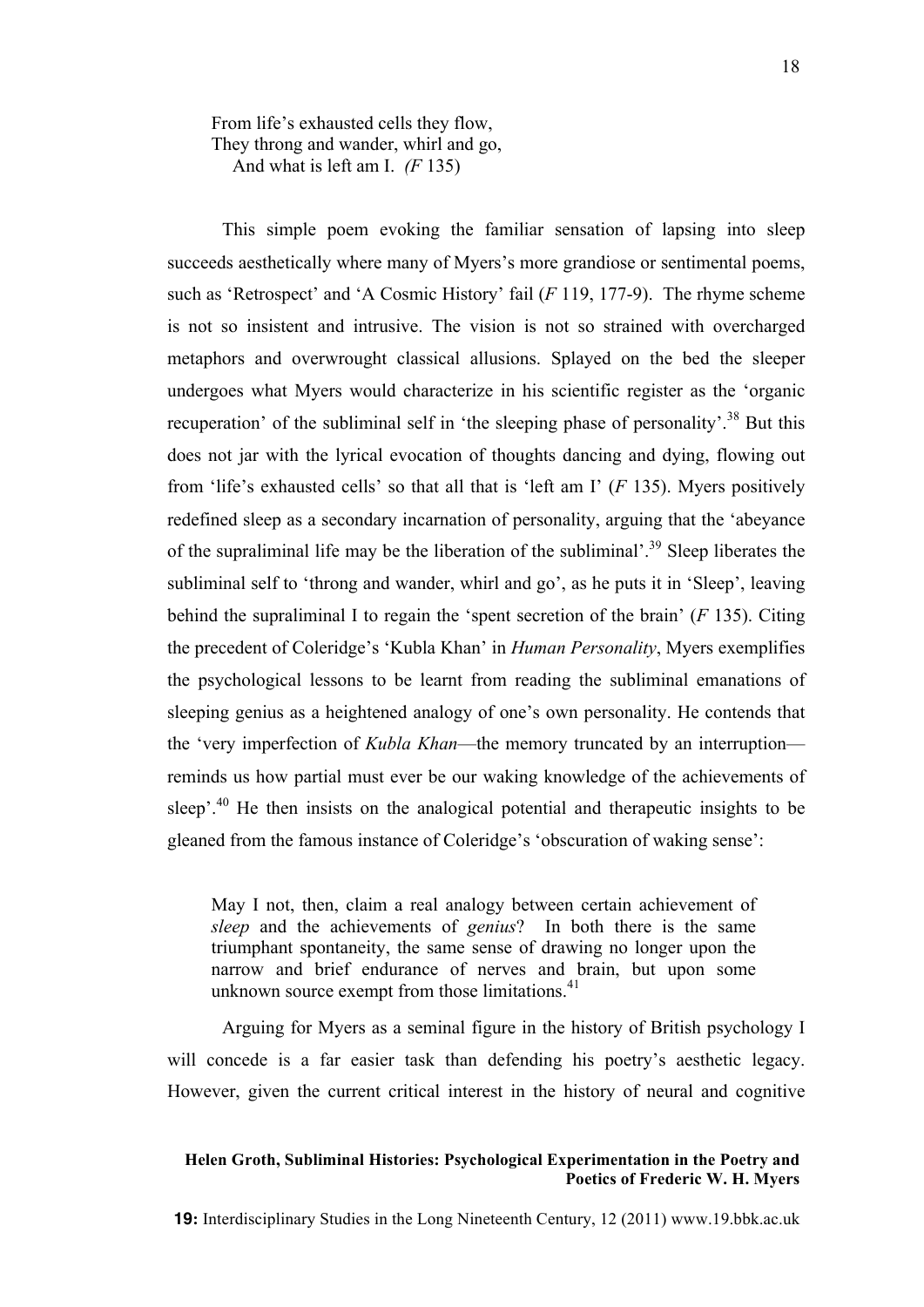From life's exhausted cells they flow,  
They throng and wander, whirl and go,  
  And what is left am I. *(F* 135)

This simple poem evoking the familiar sensation of lapsing into sleep succeeds aesthetically where many of Myers's more grandiose or sentimental poems, such as 'Retrospect' and 'A Cosmic History' fail (*F* 119, 177-9). The rhyme scheme is not so insistent and intrusive. The vision is not so strained with overcharged metaphors and overwrought classical allusions. Splayed on the bed the sleeper undergoes what Myers would characterize in his scientific register as the 'organic recuperation' of the subliminal self in 'the sleeping phase of personality'.[38] But this does not jar with the lyrical evocation of thoughts dancing and dying, flowing out from 'life's exhausted cells' so that all that is 'left am I' (*F* 135). Myers positively redefined sleep as a secondary incarnation of personality, arguing that the 'abeyance of the supraliminal life may be the liberation of the subliminal'.[39] Sleep liberates the subliminal self to 'throng and wander, whirl and go', as he puts it in 'Sleep', leaving behind the supraliminal I to regain the 'spent secretion of the brain' (*F* 135). Citing the precedent of Coleridge's 'Kubla Khan' in *Human Personality*, Myers exemplifies the psychological lessons to be learnt from reading the subliminal emanations of sleeping genius as a heightened analogy of one's own personality. He contends that the 'very imperfection of *Kubla Khan*—the memory truncated by an interruption—reminds us how partial must ever be our waking knowledge of the achievements of sleep'.[40] He then insists on the analogical potential and therapeutic insights to be gleaned from the famous instance of Coleridge's 'obscuration of waking sense':

> May I not, then, claim a real analogy between certain achievement of *sleep* and the achievements of *genius*? In both there is the same triumphant spontaneity, the same sense of drawing no longer upon the narrow and brief endurance of nerves and brain, but upon some unknown source exempt from those limitations.[41]

Arguing for Myers as a seminal figure in the history of British psychology I will concede is a far easier task than defending his poetry's aesthetic legacy. However, given the current critical interest in the history of neural and cognitive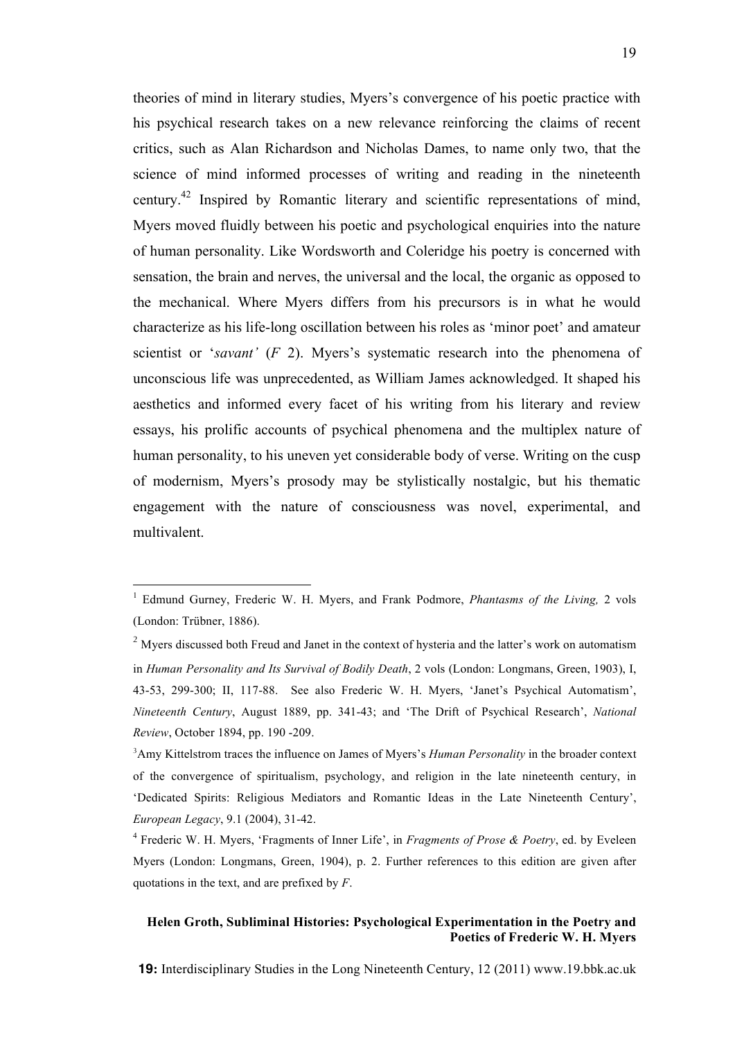theories of mind in literary studies, Myers's convergence of his poetic practice with his psychical research takes on a new relevance reinforcing the claims of recent critics, such as Alan Richardson and Nicholas Dames, to name only two, that the science of mind informed processes of writing and reading in the nineteenth century.[42] Inspired by Romantic literary and scientific representations of mind, Myers moved fluidly between his poetic and psychological enquiries into the nature of human personality. Like Wordsworth and Coleridge his poetry is concerned with sensation, the brain and nerves, the universal and the local, the organic as opposed to the mechanical. Where Myers differs from his precursors is in what he would characterize as his life-long oscillation between his roles as 'minor poet' and amateur scientist or '*savant'* (*F* 2). Myers's systematic research into the phenomena of unconscious life was unprecedented, as William James acknowledged. It shaped his aesthetics and informed every facet of his writing from his literary and review essays, his prolific accounts of psychical phenomena and the multiplex nature of human personality, to his uneven yet considerable body of verse. Writing on the cusp of modernism, Myers's prosody may be stylistically nostalgic, but his thematic engagement with the nature of consciousness was novel, experimental, and multivalent.

---

[1] Edmund Gurney, Frederic W. H. Myers, and Frank Podmore, *Phantasms of the Living,* 2 vols (London: Trübner, 1886).

[2] Myers discussed both Freud and Janet in the context of hysteria and the latter's work on automatism in *Human Personality and Its Survival of Bodily Death*, 2 vols (London: Longmans, Green, 1903), I, 43-53, 299-300; II, 117-88. See also Frederic W. H. Myers, 'Janet's Psychical Automatism', *Nineteenth Century*, August 1889, pp. 341-43; and 'The Drift of Psychical Research', *National Review*, October 1894, pp. 190 -209.

[3] Amy Kittelstrom traces the influence on James of Myers's *Human Personality* in the broader context of the convergence of spiritualism, psychology, and religion in the late nineteenth century, in 'Dedicated Spirits: Religious Mediators and Romantic Ideas in the Late Nineteenth Century', *European Legacy*, 9.1 (2004), 31-42.

[4] Frederic W. H. Myers, 'Fragments of Inner Life', in *Fragments of Prose & Poetry*, ed. by Eveleen Myers (London: Longmans, Green, 1904), p. 2. Further references to this edition are given after quotations in the text, and are prefixed by *F*.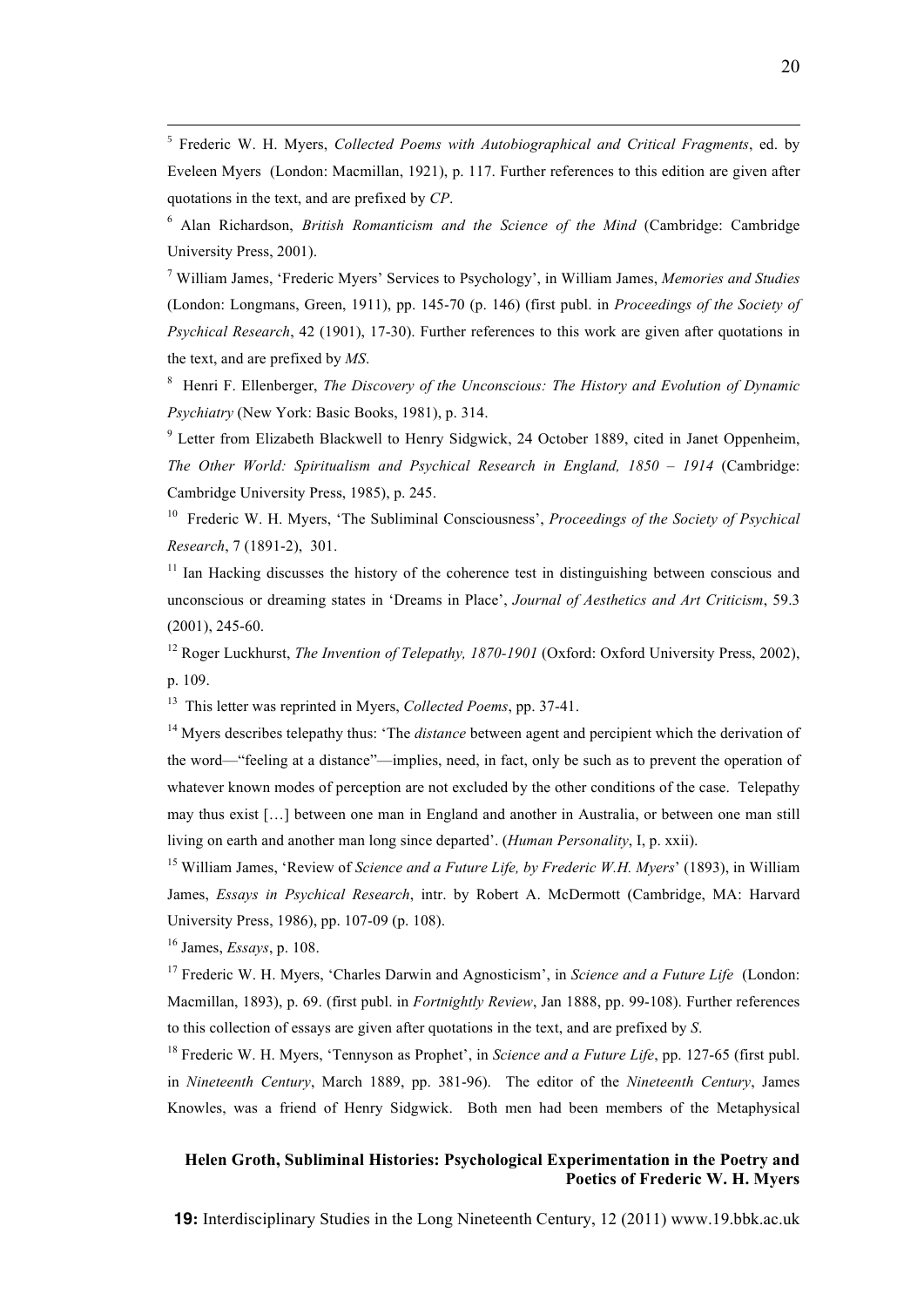[5] Frederic W. H. Myers, *Collected Poems with Autobiographical and Critical Fragments*, ed. by Eveleen Myers (London: Macmillan, 1921), p. 117. Further references to this edition are given after quotations in the text, and are prefixed by *CP*.

[6] Alan Richardson, *British Romanticism and the Science of the Mind* (Cambridge: Cambridge University Press, 2001).

[7] William James, 'Frederic Myers' Services to Psychology', in William James, *Memories and Studies* (London: Longmans, Green, 1911), pp. 145-70 (p. 146) (first publ. in *Proceedings of the Society of Psychical Research*, 42 (1901), 17-30). Further references to this work are given after quotations in the text, and are prefixed by *MS*.

[8] Henri F. Ellenberger, *The Discovery of the Unconscious: The History and Evolution of Dynamic Psychiatry* (New York: Basic Books, 1981), p. 314.

[9] Letter from Elizabeth Blackwell to Henry Sidgwick, 24 October 1889, cited in Janet Oppenheim, *The Other World: Spiritualism and Psychical Research in England, 1850 – 1914* (Cambridge: Cambridge University Press, 1985), p. 245.

[10] Frederic W. H. Myers, 'The Subliminal Consciousness', *Proceedings of the Society of Psychical Research*, 7 (1891-2), 301.

[11] Ian Hacking discusses the history of the coherence test in distinguishing between conscious and unconscious or dreaming states in 'Dreams in Place', *Journal of Aesthetics and Art Criticism*, 59.3 (2001), 245-60.

[12] Roger Luckhurst, *The Invention of Telepathy, 1870-1901* (Oxford: Oxford University Press, 2002), p. 109.

[13] This letter was reprinted in Myers, *Collected Poems*, pp. 37-41.

[14] Myers describes telepathy thus: 'The *distance* between agent and percipient which the derivation of the word—"feeling at a distance"—implies, need, in fact, only be such as to prevent the operation of whatever known modes of perception are not excluded by the other conditions of the case. Telepathy may thus exist […] between one man in England and another in Australia, or between one man still living on earth and another man long since departed'. (*Human Personality*, I, p. xxii).

[15] William James, 'Review of *Science and a Future Life, by Frederic W.H. Myers*' (1893), in William James, *Essays in Psychical Research*, intr. by Robert A. McDermott (Cambridge, MA: Harvard University Press, 1986), pp. 107-09 (p. 108).

[16] James, *Essays*, p. 108.

[17] Frederic W. H. Myers, 'Charles Darwin and Agnosticism', in *Science and a Future Life* (London: Macmillan, 1893), p. 69. (first publ. in *Fortnightly Review*, Jan 1888, pp. 99-108). Further references to this collection of essays are given after quotations in the text, and are prefixed by *S*.

[18] Frederic W. H. Myers, 'Tennyson as Prophet', in *Science and a Future Life*, pp. 127-65 (first publ. in *Nineteenth Century*, March 1889, pp. 381-96). The editor of the *Nineteenth Century*, James Knowles, was a friend of Henry Sidgwick. Both men had been members of the Metaphysical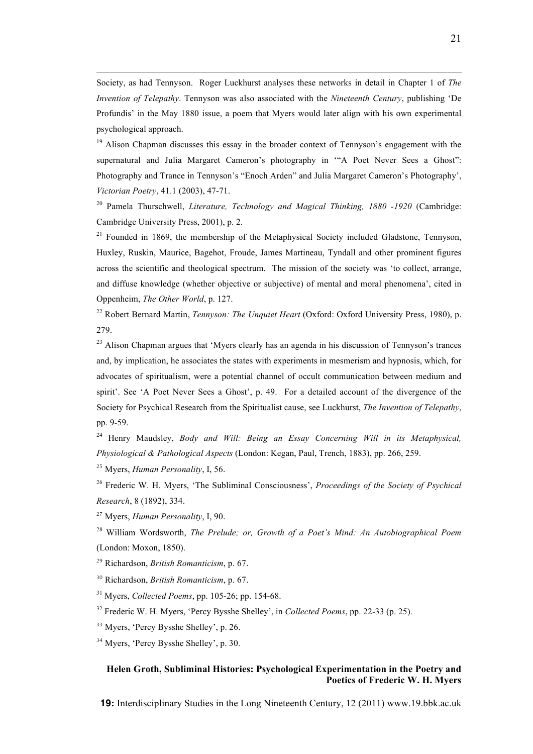Society, as had Tennyson. Roger Luckhurst analyses these networks in detail in Chapter 1 of *The Invention of Telepathy*. Tennyson was also associated with the *Nineteenth Century*, publishing 'De Profundis' in the May 1880 issue, a poem that Myers would later align with his own experimental psychological approach.

[19] Alison Chapman discusses this essay in the broader context of Tennyson's engagement with the supernatural and Julia Margaret Cameron's photography in '"A Poet Never Sees a Ghost": Photography and Trance in Tennyson's "Enoch Arden" and Julia Margaret Cameron's Photography', *Victorian Poetry*, 41.1 (2003), 47-71.

[20] Pamela Thurschwell, *Literature, Technology and Magical Thinking, 1880 -1920* (Cambridge: Cambridge University Press, 2001), p. 2.

[21] Founded in 1869, the membership of the Metaphysical Society included Gladstone, Tennyson, Huxley, Ruskin, Maurice, Bagehot, Froude, James Martineau, Tyndall and other prominent figures across the scientific and theological spectrum. The mission of the society was 'to collect, arrange, and diffuse knowledge (whether objective or subjective) of mental and moral phenomena', cited in Oppenheim, *The Other World*, p. 127.

[22] Robert Bernard Martin, *Tennyson: The Unquiet Heart* (Oxford: Oxford University Press, 1980), p. 279.

[23] Alison Chapman argues that 'Myers clearly has an agenda in his discussion of Tennyson's trances and, by implication, he associates the states with experiments in mesmerism and hypnosis, which, for advocates of spiritualism, were a potential channel of occult communication between medium and spirit'. See 'A Poet Never Sees a Ghost', p. 49. For a detailed account of the divergence of the Society for Psychical Research from the Spiritualist cause, see Luckhurst, *The Invention of Telepathy*, pp. 9-59.

[24] Henry Maudsley, *Body and Will: Being an Essay Concerning Will in its Metaphysical, Physiological & Pathological Aspects* (London: Kegan, Paul, Trench, 1883), pp. 266, 259.

[25] Myers, *Human Personality*, I, 56.

[26] Frederic W. H. Myers, 'The Subliminal Consciousness', *Proceedings of the Society of Psychical Research*, 8 (1892), 334.

[27] Myers, *Human Personality*, I, 90.

[28] William Wordsworth, *The Prelude; or, Growth of a Poet's Mind: An Autobiographical Poem* (London: Moxon, 1850).

[29] Richardson, *British Romanticism*, p. 67.

[30] Richardson, *British Romanticism*, p. 67.

[31] Myers, *Collected Poems*, pp. 105-26; pp. 154-68.

[32] Frederic W. H. Myers, 'Percy Bysshe Shelley', in *Collected Poems*, pp. 22-33 (p. 25).

[33] Myers, 'Percy Bysshe Shelley', p. 26.

[34] Myers, 'Percy Bysshe Shelley', p. 30.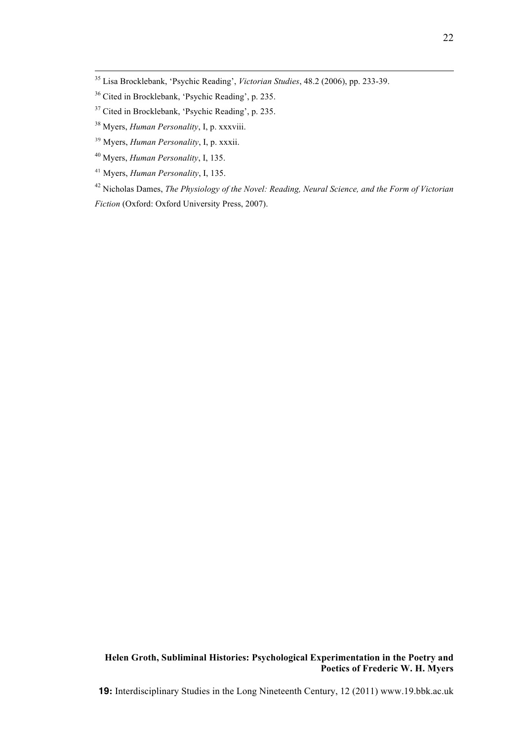[35] Lisa Brocklebank, 'Psychic Reading', *Victorian Studies*, 48.2 (2006), pp. 233-39.

[36] Cited in Brocklebank, 'Psychic Reading', p. 235.

[37] Cited in Brocklebank, 'Psychic Reading', p. 235.

[38] Myers, *Human Personality*, I, p. xxxviii.

[39] Myers, *Human Personality*, I, p. xxxii.

[40] Myers, *Human Personality*, I, 135.

[41] Myers, *Human Personality*, I, 135.

[42] Nicholas Dames, *The Physiology of the Novel: Reading, Neural Science, and the Form of Victorian Fiction* (Oxford: Oxford University Press, 2007).